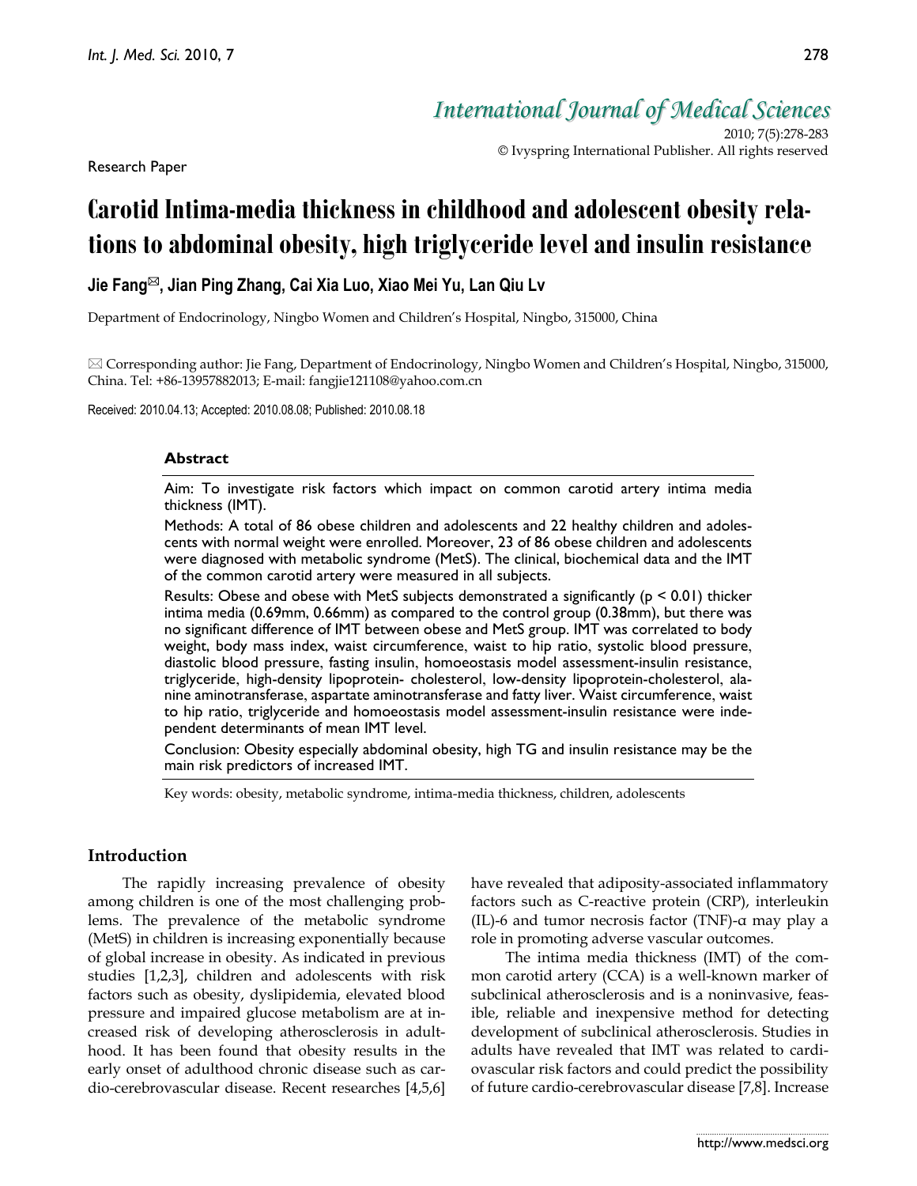Research Paper

# Carotid Intima-media thickness in childhood and adolescent obesity relations to abdominal obesity, high triglyceride level and insulin resistance

**Jie Fang✉, Jian Ping Zhang, Cai Xia Luo, Xiao Mei Yu, Lan Qiu Lv**

Department of Endocrinology, Ningbo Women and Children's Hospital, Ningbo, 315000, China

✉ Corresponding author: Jie Fang, Department of Endocrinology, Ningbo Women and Children's Hospital, Ningbo, 315000, China. Tel: +86-13957882013; E-mail: fangjie121108@yahoo.com.cn

Received: 2010.04.13; Accepted: 2010.08.08; Published: 2010.08.18

## Abstract

Aim: To investigate risk factors which impact on common carotid artery intima media thickness (IMT).

Methods: A total of 86 obese children and adolescents and 22 healthy children and adolescents with normal weight were enrolled. Moreover, 23 of 86 obese children and adolescents were diagnosed with metabolic syndrome (MetS). The clinical, biochemical data and the IMT of the common carotid artery were measured in all subjects.

Results: Obese and obese with MetS subjects demonstrated a significantly ($p < 0.01$) thicker intima media (0.69mm, 0.66mm) as compared to the control group (0.38mm), but there was no significant difference of IMT between obese and MetS group. IMT was correlated to body weight, body mass index, waist circumference, waist to hip ratio, systolic blood pressure, diastolic blood pressure, fasting insulin, homoeostasis model assessment-insulin resistance, triglyceride, high-density lipoprotein- cholesterol, low-density lipoprotein-cholesterol, alanine aminotransferase, aspartate aminotransferase and fatty liver. Waist circumference, waist to hip ratio, triglyceride and homoeostasis model assessment-insulin resistance were independent determinants of mean IMT level.

Conclusion: Obesity especially abdominal obesity, high TG and insulin resistance may be the main risk predictors of increased IMT.

Key words: obesity, metabolic syndrome, intima-media thickness, children, adolescents

## Introduction

The rapidly increasing prevalence of obesity among children is one of the most challenging problems. The prevalence of the metabolic syndrome (MetS) in children is increasing exponentially because of global increase in obesity. As indicated in previous studies [1,2,3], children and adolescents with risk factors such as obesity, dyslipidemia, elevated blood pressure and impaired glucose metabolism are at increased risk of developing atherosclerosis in adulthood. It has been found that obesity results in the early onset of adulthood chronic disease such as cardio-cerebrovascular disease. Recent researches [4,5,6] have revealed that adiposity-associated inflammatory factors such as C-reactive protein (CRP), interleukin (IL)-6 and tumor necrosis factor (TNF)-α may play a role in promoting adverse vascular outcomes.

The intima media thickness (IMT) of the common carotid artery (CCA) is a well-known marker of subclinical atherosclerosis and is a noninvasive, feasible, reliable and inexpensive method for detecting development of subclinical atherosclerosis. Studies in adults have revealed that IMT was related to cardiovascular risk factors and could predict the possibility of future cardio-cerebrovascular disease [7,8]. Increase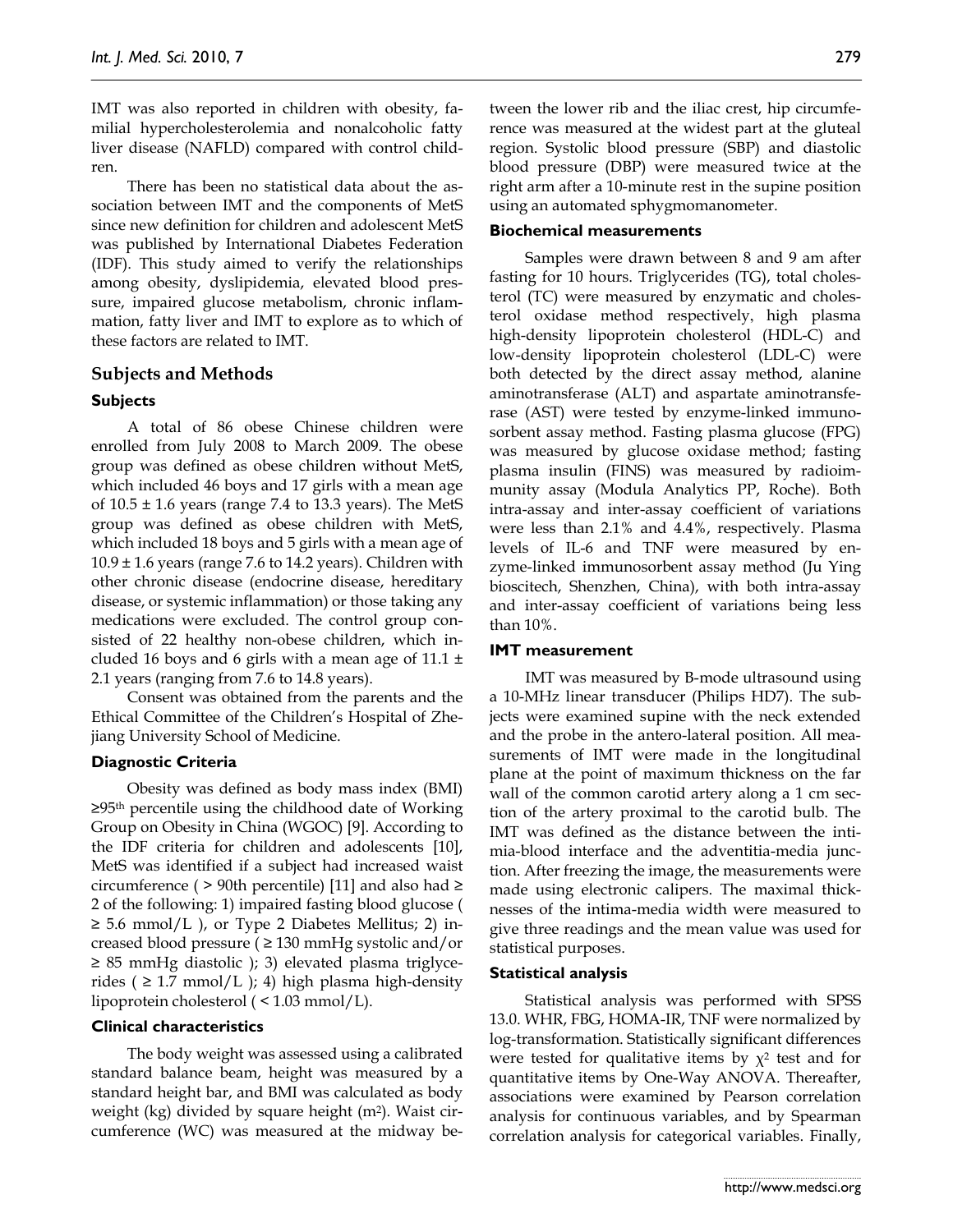IMT was also reported in children with obesity, familial hypercholesterolemia and nonalcoholic fatty liver disease (NAFLD) compared with control children.

There has been no statistical data about the association between IMT and the components of MetS since new definition for children and adolescent MetS was published by International Diabetes Federation (IDF). This study aimed to verify the relationships among obesity, dyslipidemia, elevated blood pressure, impaired glucose metabolism, chronic inflammation, fatty liver and IMT to explore as to which of these factors are related to IMT.

## Subjects and Methods

### Subjects

A total of 86 obese Chinese children were enrolled from July 2008 to March 2009. The obese group was defined as obese children without MetS, which included 46 boys and 17 girls with a mean age of $10.5 \pm 1.6$ years (range 7.4 to 13.3 years). The MetS group was defined as obese children with MetS, which included 18 boys and 5 girls with a mean age of $10.9 \pm 1.6$ years (range 7.6 to 14.2 years). Children with other chronic disease (endocrine disease, hereditary disease, or systemic inflammation) or those taking any medications were excluded. The control group consisted of 22 healthy non-obese children, which included 16 boys and 6 girls with a mean age of $11.1 \pm 2.1$ years (ranging from 7.6 to 14.8 years).

Consent was obtained from the parents and the Ethical Committee of the Children's Hospital of Zhejiang University School of Medicine.

### Diagnostic Criteria

Obesity was defined as body mass index (BMI) $\geq 95^{th}$ percentile using the childhood date of Working Group on Obesity in China (WGOC) [9]. According to the IDF criteria for children and adolescents [10], MetS was identified if a subject had increased waist circumference ( > 90th percentile) [11] and also had ≥ 2 of the following: 1) impaired fasting blood glucose ( ≥ 5.6 mmol/L ), or Type 2 Diabetes Mellitus; 2) increased blood pressure ( ≥ 130 mmHg systolic and/or ≥ 85 mmHg diastolic ); 3) elevated plasma triglycerides ( ≥ 1.7 mmol/L ); 4) high plasma high-density lipoprotein cholesterol ( < 1.03 mmol/L).

### Clinical characteristics

The body weight was assessed using a calibrated standard balance beam, height was measured by a standard height bar, and BMI was calculated as body weight (kg) divided by square height ($m^2$). Waist circumference (WC) was measured at the midway between the lower rib and the iliac crest, hip circumference was measured at the widest part at the gluteal region. Systolic blood pressure (SBP) and diastolic blood pressure (DBP) were measured twice at the right arm after a 10-minute rest in the supine position using an automated sphygmomanometer.

### Biochemical measurements

Samples were drawn between 8 and 9 am after fasting for 10 hours. Triglycerides (TG), total cholesterol (TC) were measured by enzymatic and cholesterol oxidase method respectively, high plasma high-density lipoprotein cholesterol (HDL-C) and low-density lipoprotein cholesterol (LDL-C) were both detected by the direct assay method, alanine aminotransferase (ALT) and aspartate aminotransferase (AST) were tested by enzyme-linked immunosorbent assay method. Fasting plasma glucose (FPG) was measured by glucose oxidase method; fasting plasma insulin (FINS) was measured by radioimmunity assay (Modula Analytics PP, Roche). Both intra-assay and inter-assay coefficient of variations were less than 2.1% and 4.4%, respectively. Plasma levels of IL-6 and TNF were measured by enzyme-linked immunosorbent assay method (Ju Ying bioscitech, Shenzhen, China), with both intra-assay and inter-assay coefficient of variations being less than 10%.

### IMT measurement

IMT was measured by B-mode ultrasound using a 10-MHz linear transducer (Philips HD7). The subjects were examined supine with the neck extended and the probe in the antero-lateral position. All measurements of IMT were made in the longitudinal plane at the point of maximum thickness on the far wall of the common carotid artery along a 1 cm section of the artery proximal to the carotid bulb. The IMT was defined as the distance between the intimia-blood interface and the adventitia-media junction. After freezing the image, the measurements were made using electronic calipers. The maximal thicknesses of the intima-media width were measured to give three readings and the mean value was used for statistical purposes.

### Statistical analysis

Statistical analysis was performed with SPSS 13.0. WHR, FBG, HOMA-IR, TNF were normalized by log-transformation. Statistically significant differences were tested for qualitative items by $\chi^2$ test and for quantitative items by One-Way ANOVA. Thereafter, associations were examined by Pearson correlation analysis for continuous variables, and by Spearman correlation analysis for categorical variables. Finally,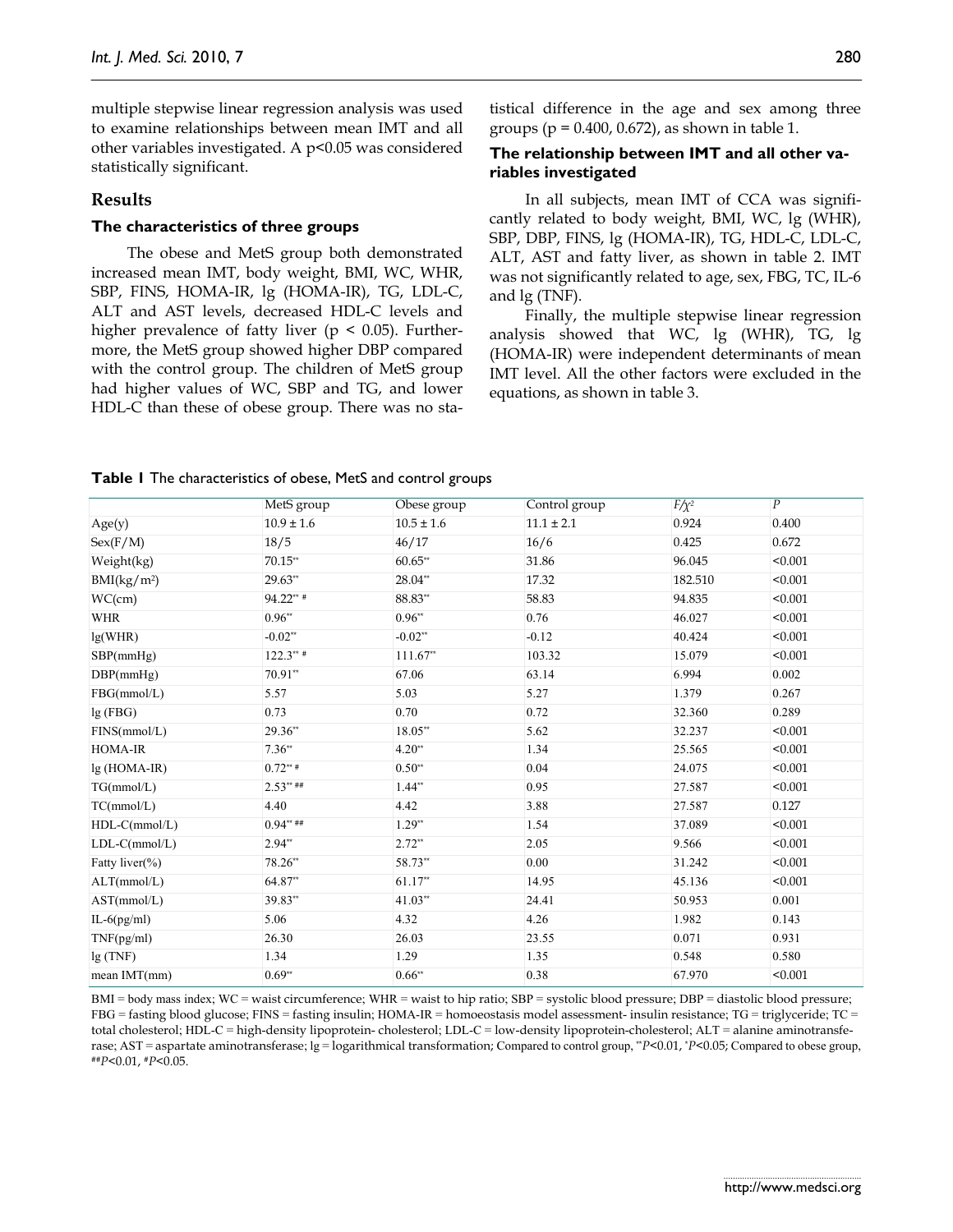multiple stepwise linear regression analysis was used to examine relationships between mean IMT and all other variables investigated. A p<0.05 was considered statistically significant.

## Results

### The characteristics of three groups

The obese and MetS group both demonstrated increased mean IMT, body weight, BMI, WC, WHR, SBP, FINS, HOMA-IR, lg (HOMA-IR), TG, LDL-C, ALT and AST levels, decreased HDL-C levels and higher prevalence of fatty liver (p < 0.05). Furthermore, the MetS group showed higher DBP compared with the control group. The children of MetS group had higher values of WC, SBP and TG, and lower HDL-C than these of obese group. There was no statistical difference in the age and sex among three groups (p = 0.400, 0.672), as shown in table 1.

### The relationship between IMT and all other variables investigated

In all subjects, mean IMT of CCA was significantly related to body weight, BMI, WC, lg (WHR), SBP, DBP, FINS, lg (HOMA-IR), TG, HDL-C, LDL-C, ALT, AST and fatty liver, as shown in table 2. IMT was not significantly related to age, sex, FBG, TC, IL-6 and lg (TNF).

Finally, the multiple stepwise linear regression analysis showed that WC, lg (WHR), TG, lg (HOMA-IR) were independent determinants of mean IMT level. All the other factors were excluded in the equations, as shown in table 3.

**Table 1** The characteristics of obese, MetS and control groups

| | MetS group | Obese group | Control group | $F/\chi^2$ | $P$ |
|---|---|---|---|---|---|
| Age(y) | 10.9 ± 1.6 | 10.5 ± 1.6 | 11.1 ± 2.1 | 0.924 | 0.400 |
| Sex(F/M) | 18/5 | 46/17 | 16/6 | 0.425 | 0.672 |
| Weight(kg) | 70.15** | 60.65** | 31.86 | 96.045 | <0.001 |
| BMI(kg/m²) | 29.63** | 28.04** | 17.32 | 182.510 | <0.001 |
| WC(cm) | 94.22** # | 88.83** | 58.83 | 94.835 | <0.001 |
| WHR | 0.96** | 0.96** | 0.76 | 46.027 | <0.001 |
| lg(WHR) | -0.02** | -0.02** | -0.12 | 40.424 | <0.001 |
| SBP(mmHg) | 122.3** # | 111.67** | 103.32 | 15.079 | <0.001 |
| DBP(mmHg) | 70.91** | 67.06 | 63.14 | 6.994 | 0.002 |
| FBG(mmol/L) | 5.57 | 5.03 | 5.27 | 1.379 | 0.267 |
| lg (FBG) | 0.73 | 0.70 | 0.72 | 32.360 | 0.289 |
| FINS(mmol/L) | 29.36** | 18.05** | 5.62 | 32.237 | <0.001 |
| HOMA-IR | 7.36** | 4.20** | 1.34 | 25.565 | <0.001 |
| lg (HOMA-IR) | 0.72** # | 0.50** | 0.04 | 24.075 | <0.001 |
| TG(mmol/L) | 2.53** ## | 1.44** | 0.95 | 27.587 | <0.001 |
| TC(mmol/L) | 4.40 | 4.42 | 3.88 | 27.587 | 0.127 |
| HDL-C(mmol/L) | 0.94** ## | 1.29** | 1.54 | 37.089 | <0.001 |
| LDL-C(mmol/L) | 2.94** | 2.72** | 2.05 | 9.566 | <0.001 |
| Fatty liver(%) | 78.26** | 58.73** | 0.00 | 31.242 | <0.001 |
| ALT(mmol/L) | 64.87** | 61.17** | 14.95 | 45.136 | <0.001 |
| AST(mmol/L) | 39.83** | 41.03** | 24.41 | 50.953 | 0.001 |
| IL-6(pg/ml) | 5.06 | 4.32 | 4.26 | 1.982 | 0.143 |
| TNF(pg/ml) | 26.30 | 26.03 | 23.55 | 0.071 | 0.931 |
| lg (TNF) | 1.34 | 1.29 | 1.35 | 0.548 | 0.580 |
| mean IMT(mm) | 0.69** | 0.66** | 0.38 | 67.970 | <0.001 |

BMI = body mass index; WC = waist circumference; WHR = waist to hip ratio; SBP = systolic blood pressure; DBP = diastolic blood pressure; FBG = fasting blood glucose; FINS = fasting insulin; HOMA-IR = homoeostasis model assessment- insulin resistance; TG = triglyceride; TC = total cholesterol; HDL-C = high-density lipoprotein- cholesterol; LDL-C = low-density lipoprotein-cholesterol; ALT = alanine aminotransferase; AST = aspartate aminotransferase; lg = logarithmical transformation; Compared to control group, ** $P$<0.01, * $P$<0.05; Compared to obese group, ## $P$<0.01, # $P$<0.05.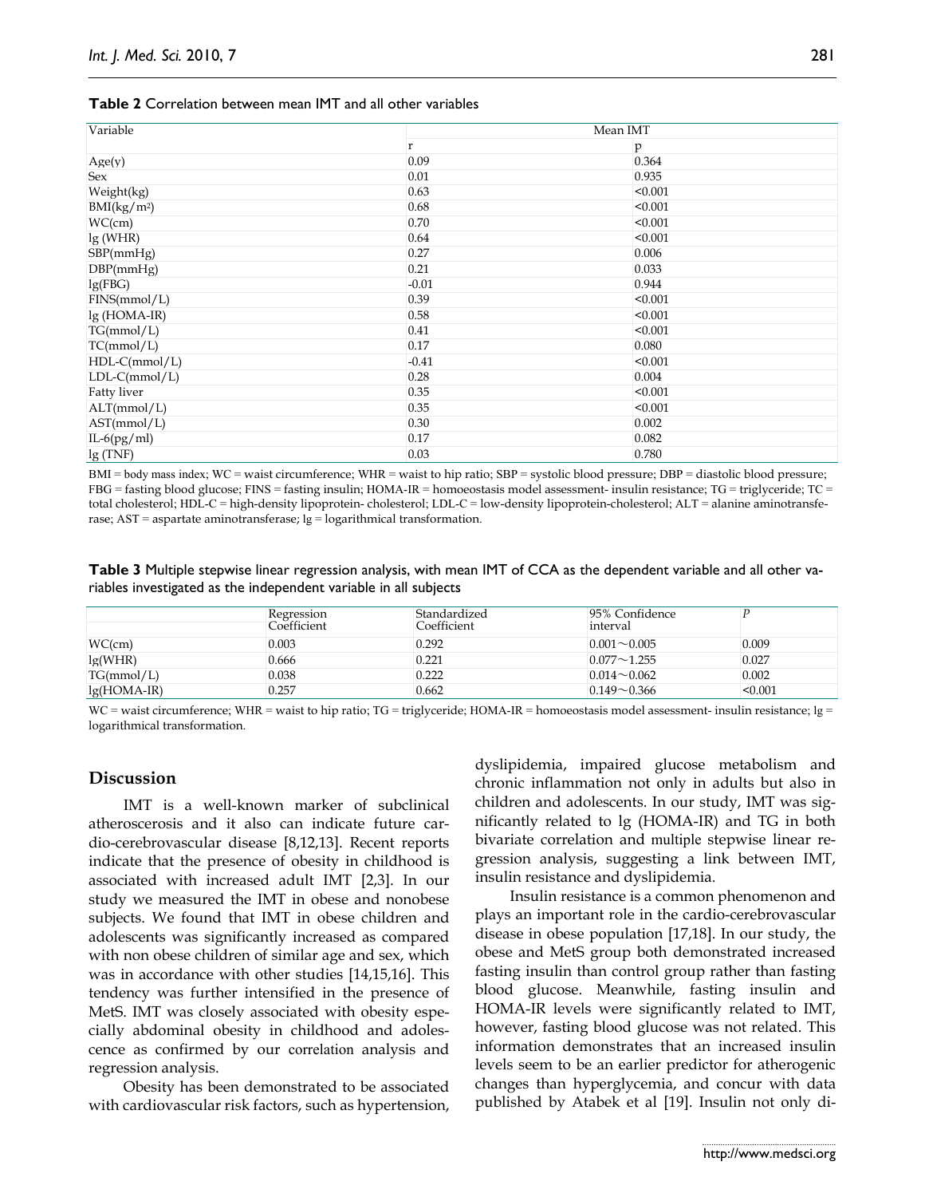**Table 2** Correlation between mean IMT and all other variables

| Variable | Mean IMT | |
|---|---|---|
| | r | p |
| Age(y) | 0.09 | 0.364 |
| Sex | 0.01 | 0.935 |
| Weight(kg) | 0.63 | <0.001 |
| BMI(kg/m²) | 0.68 | <0.001 |
| WC(cm) | 0.70 | <0.001 |
| lg (WHR) | 0.64 | <0.001 |
| SBP(mmHg) | 0.27 | 0.006 |
| DBP(mmHg) | 0.21 | 0.033 |
| lg(FBG) | -0.01 | 0.944 |
| FINS(mmol/L) | 0.39 | <0.001 |
| lg (HOMA-IR) | 0.58 | <0.001 |
| TG(mmol/L) | 0.41 | <0.001 |
| TC(mmol/L) | 0.17 | 0.080 |
| HDL-C(mmol/L) | -0.41 | <0.001 |
| LDL-C(mmol/L) | 0.28 | 0.004 |
| Fatty liver | 0.35 | <0.001 |
| ALT(mmol/L) | 0.35 | <0.001 |
| AST(mmol/L) | 0.30 | 0.002 |
| IL-6(pg/ml) | 0.17 | 0.082 |
| lg (TNF) | 0.03 | 0.780 |

BMI = body mass index; WC = waist circumference; WHR = waist to hip ratio; SBP = systolic blood pressure; DBP = diastolic blood pressure; FBG = fasting blood glucose; FINS = fasting insulin; HOMA-IR = homoeostasis model assessment- insulin resistance; TG = triglyceride; TC = total cholesterol; HDL-C = high-density lipoprotein- cholesterol; LDL-C = low-density lipoprotein-cholesterol; ALT = alanine aminotransferase; AST = aspartate aminotransferase; lg = logarithmical transformation.

**Table 3** Multiple stepwise linear regression analysis, with mean IMT of CCA as the dependent variable and all other variables investigated as the independent variable in all subjects

| | Regression Coefficient | Standardized Coefficient | 95% Confidence interval | *P* |
|---|---|---|---|---|
| WC(cm) | 0.003 | 0.292 | 0.001～0.005 | 0.009 |
| lg(WHR) | 0.666 | 0.221 | 0.077～1.255 | 0.027 |
| TG(mmol/L) | 0.038 | 0.222 | 0.014～0.062 | 0.002 |
| lg(HOMA-IR) | 0.257 | 0.662 | 0.149～0.366 | <0.001 |

WC = waist circumference; WHR = waist to hip ratio; TG = triglyceride; HOMA-IR = homoeostasis model assessment- insulin resistance; lg = logarithmical transformation.

## Discussion

IMT is a well-known marker of subclinical atherosclerosis and it also can indicate future cardio-cerebrovascular disease [8,12,13]. Recent reports indicate that the presence of obesity in childhood is associated with increased adult IMT [2,3]. In our study we measured the IMT in obese and nonobese subjects. We found that IMT in obese children and adolescents was significantly increased as compared with non obese children of similar age and sex, which was in accordance with other studies [14,15,16]. This tendency was further intensified in the presence of MetS. IMT was closely associated with obesity especially abdominal obesity in childhood and adolescence as confirmed by our correlation analysis and regression analysis.

Obesity has been demonstrated to be associated with cardiovascular risk factors, such as hypertension, dyslipidemia, impaired glucose metabolism and chronic inflammation not only in adults but also in children and adolescents. In our study, IMT was significantly related to lg (HOMA-IR) and TG in both bivariate correlation and multiple stepwise linear regression analysis, suggesting a link between IMT, insulin resistance and dyslipidemia.

Insulin resistance is a common phenomenon and plays an important role in the cardio-cerebrovascular disease in obese population [17,18]. In our study, the obese and MetS group both demonstrated increased fasting insulin than control group rather than fasting blood glucose. Meanwhile, fasting insulin and HOMA-IR levels were significantly related to IMT, however, fasting blood glucose was not related. This information demonstrates that an increased insulin levels seem to be an earlier predictor for atherogenic changes than hyperglycemia, and concur with data published by Atabek et al [19]. Insulin not only di-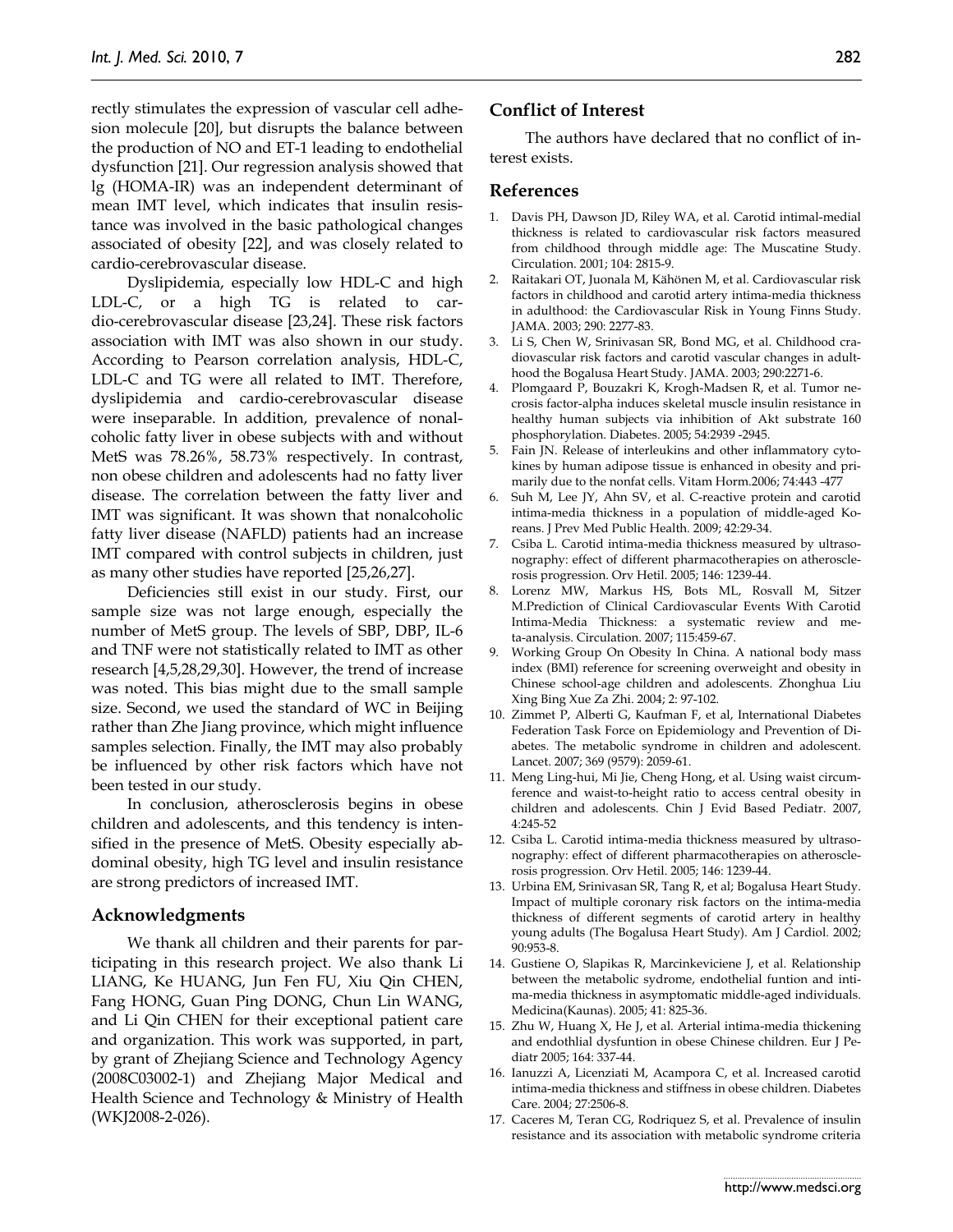rectly stimulates the expression of vascular cell adhesion molecule [20], but disrupts the balance between the production of NO and ET-1 leading to endothelial dysfunction [21]. Our regression analysis showed that lg (HOMA-IR) was an independent determinant of mean IMT level, which indicates that insulin resistance was involved in the basic pathological changes associated of obesity [22], and was closely related to cardio-cerebrovascular disease.

Dyslipidemia, especially low HDL-C and high LDL-C, or a high TG is related to cardio-cerebrovascular disease [23,24]. These risk factors association with IMT was also shown in our study. According to Pearson correlation analysis, HDL-C, LDL-C and TG were all related to IMT. Therefore, dyslipidemia and cardio-cerebrovascular disease were inseparable. In addition, prevalence of nonalcoholic fatty liver in obese subjects with and without MetS was 78.26%, 58.73% respectively. In contrast, non obese children and adolescents had no fatty liver disease. The correlation between the fatty liver and IMT was significant. It was shown that nonalcoholic fatty liver disease (NAFLD) patients had an increase IMT compared with control subjects in children, just as many other studies have reported [25,26,27].

Deficiencies still exist in our study. First, our sample size was not large enough, especially the number of MetS group. The levels of SBP, DBP, IL-6 and TNF were not statistically related to IMT as other research [4,5,28,29,30]. However, the trend of increase was noted. This bias might due to the small sample size. Second, we used the standard of WC in Beijing rather than Zhe Jiang province, which might influence samples selection. Finally, the IMT may also probably be influenced by other risk factors which have not been tested in our study.

In conclusion, atherosclerosis begins in obese children and adolescents, and this tendency is intensified in the presence of MetS. Obesity especially abdominal obesity, high TG level and insulin resistance are strong predictors of increased IMT.

## Acknowledgments

We thank all children and their parents for participating in this research project. We also thank Li LIANG, Ke HUANG, Jun Fen FU, Xiu Qin CHEN, Fang HONG, Guan Ping DONG, Chun Lin WANG, and Li Qin CHEN for their exceptional patient care and organization. This work was supported, in part, by grant of Zhejiang Science and Technology Agency (2008C03002-1) and Zhejiang Major Medical and Health Science and Technology & Ministry of Health (WKJ2008-2-026).

## Conflict of Interest

The authors have declared that no conflict of interest exists.

## References

1. Davis PH, Dawson JD, Riley WA, et al. Carotid intimal-medial thickness is related to cardiovascular risk factors measured from childhood through middle age: The Muscatine Study. Circulation. 2001; 104: 2815-9.
2. Raitakari OT, Juonala M, Kähönen M, et al. Cardiovascular risk factors in childhood and carotid artery intima-media thickness in adulthood: the Cardiovascular Risk in Young Finns Study. JAMA. 2003; 290: 2277-83.
3. Li S, Chen W, Srinivasan SR, Bond MG, et al. Childhood cradiovascular risk factors and carotid vascular changes in adulthood the Bogalusa Heart Study. JAMA. 2003; 290:2271-6.
4. Plomgaard P, Bouzakri K, Krogh-Madsen R, et al. Tumor necrosis factor-alpha induces skeletal muscle insulin resistance in healthy human subjects via inhibition of Akt substrate 160 phosphorylation. Diabetes. 2005; 54:2939 -2945.
5. Fain JN. Release of interleukins and other inflammatory cytokines by human adipose tissue is enhanced in obesity and primarily due to the nonfat cells. Vitam Horm.2006; 74:443 -477
6. Suh M, Lee JY, Ahn SV, et al. C-reactive protein and carotid intima-media thickness in a population of middle-aged Koreans. J Prev Med Public Health. 2009; 42:29-34.
7. Csiba L. Carotid intima-media thickness measured by ultrasonography: effect of different pharmacotherapies on atherosclerosis progression. Orv Hetil. 2005; 146: 1239-44.
8. Lorenz MW, Markus HS, Bots ML, Rosvall M, Sitzer M.Prediction of Clinical Cardiovascular Events With Carotid Intima-Media Thickness: a systematic review and meta-analysis. Circulation. 2007; 115:459-67.
9. Working Group On Obesity In China. A national body mass index (BMI) reference for screening overweight and obesity in Chinese school-age children and adolescents. Zhonghua Liu Xing Bing Xue Za Zhi. 2004; 2: 97-102.
10. Zimmet P, Alberti G, Kaufman F, et al, International Diabetes Federation Task Force on Epidemiology and Prevention of Diabetes. The metabolic syndrome in children and adolescent. Lancet. 2007; 369 (9579): 2059-61.
11. Meng Ling-hui, Mi Jie, Cheng Hong, et al. Using waist circumference and waist-to-height ratio to access central obesity in children and adolescents. Chin J Evid Based Pediatr. 2007, 4:245-52
12. Csiba L. Carotid intima-media thickness measured by ultrasonography: effect of different pharmacotherapies on atherosclerosis progression. Orv Hetil. 2005; 146: 1239-44.
13. Urbina EM, Srinivasan SR, Tang R, et al; Bogalusa Heart Study. Impact of multiple coronary risk factors on the intima-media thickness of different segments of carotid artery in healthy young adults (The Bogalusa Heart Study). Am J Cardiol. 2002; 90:953-8.
14. Gustiene O, Slapikas R, Marcinkeviciene J, et al. Relationship between the metabolic sydrome, endothelial funtion and intima-media thickness in asymptomatic middle-aged individuals. Medicina(Kaunas). 2005; 41: 825-36.
15. Zhu W, Huang X, He J, et al. Arterial intima-media thickening and endothlial dysfuntion in obese Chinese children. Eur J Pediatr 2005; 164: 337-44.
16. Ianuzzi A, Licenziati M, Acampora C, et al. Increased carotid intima-media thickness and stiffness in obese children. Diabetes Care. 2004; 27:2506-8.
17. Caceres M, Teran CG, Rodriquez S, et al. Prevalence of insulin resistance and its association with metabolic syndrome criteria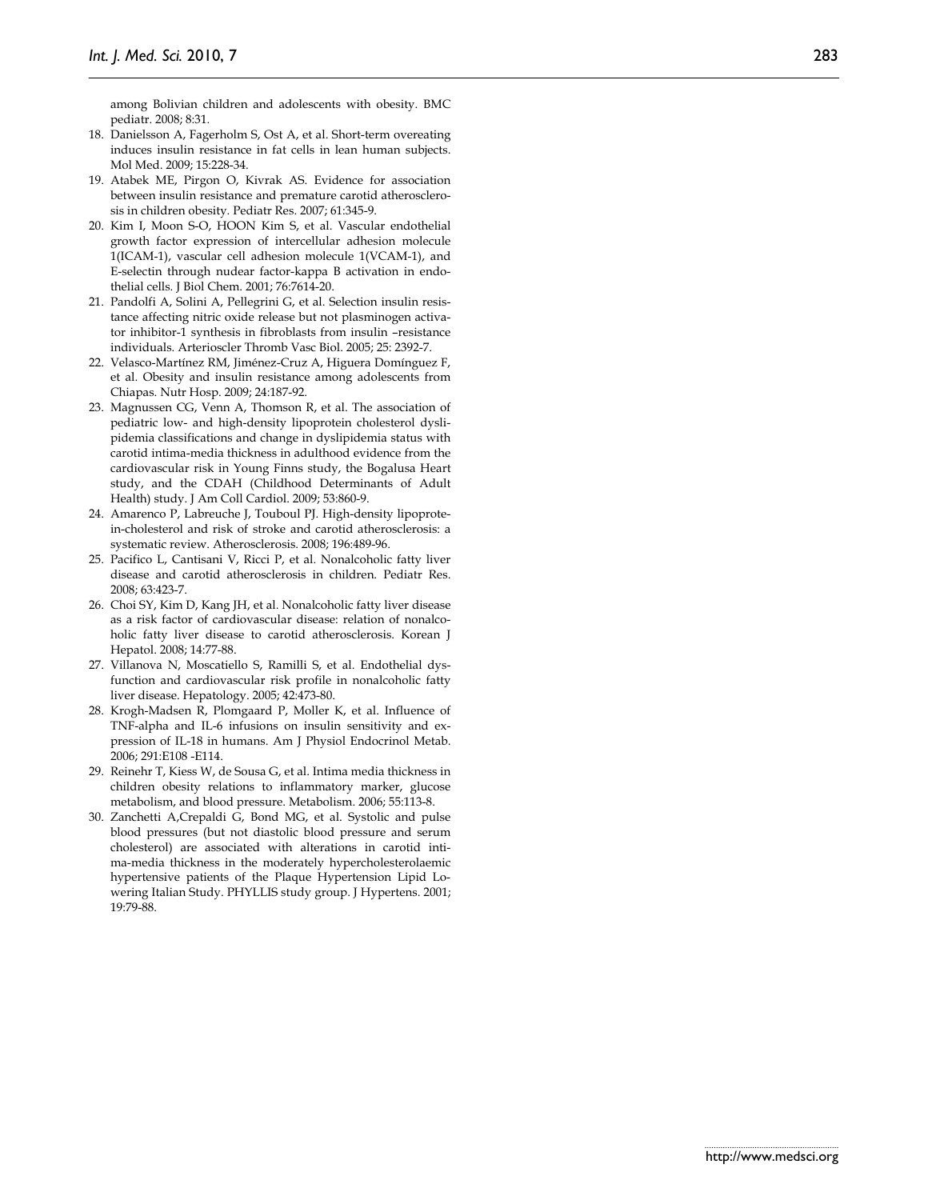among Bolivian children and adolescents with obesity. BMC pediatr. 2008; 8:31.

18. Danielsson A, Fagerholm S, Ost A, et al. Short-term overeating induces insulin resistance in fat cells in lean human subjects. Mol Med. 2009; 15:228-34.
19. Atabek ME, Pirgon O, Kivrak AS. Evidence for association between insulin resistance and premature carotid atherosclerosis in children obesity. Pediatr Res. 2007; 61:345-9.
20. Kim I, Moon S-O, HOON Kim S, et al. Vascular endothelial growth factor expression of intercellular adhesion molecule 1(ICAM-1), vascular cell adhesion molecule 1(VCAM-1), and E-selectin through nudear factor-kappa B activation in endothelial cells. J Biol Chem. 2001; 76:7614-20.
21. Pandolfi A, Solini A, Pellegrini G, et al. Selection insulin resistance affecting nitric oxide release but not plasminogen activator inhibitor-1 synthesis in fibroblasts from insulin –resistance individuals. Arterioscler Thromb Vasc Biol. 2005; 25: 2392-7.
22. Velasco-Martínez RM, Jiménez-Cruz A, Higuera Domínguez F, et al. Obesity and insulin resistance among adolescents from Chiapas. Nutr Hosp. 2009; 24:187-92.
23. Magnussen CG, Venn A, Thomson R, et al. The association of pediatric low- and high-density lipoprotein cholesterol dyslipidemia classifications and change in dyslipidemia status with carotid intima-media thickness in adulthood evidence from the cardiovascular risk in Young Finns study, the Bogalusa Heart study, and the CDAH (Childhood Determinants of Adult Health) study. J Am Coll Cardiol. 2009; 53:860-9.
24. Amarenco P, Labreuche J, Touboul PJ. High-density lipoprotein-cholesterol and risk of stroke and carotid atherosclerosis: a systematic review. Atherosclerosis. 2008; 196:489-96.
25. Pacifico L, Cantisani V, Ricci P, et al. Nonalcoholic fatty liver disease and carotid atherosclerosis in children. Pediatr Res. 2008; 63:423-7.
26. Choi SY, Kim D, Kang JH, et al. Nonalcoholic fatty liver disease as a risk factor of cardiovascular disease: relation of nonalcoholic fatty liver disease to carotid atherosclerosis. Korean J Hepatol. 2008; 14:77-88.
27. Villanova N, Moscatiello S, Ramilli S, et al. Endothelial dysfunction and cardiovascular risk profile in nonalcoholic fatty liver disease. Hepatology. 2005; 42:473-80.
28. Krogh-Madsen R, Plomgaard P, Moller K, et al. Influence of TNF-alpha and IL-6 infusions on insulin sensitivity and expression of IL-18 in humans. Am J Physiol Endocrinol Metab. 2006; 291:E108 -E114.
29. Reinehr T, Kiess W, de Sousa G, et al. Intima media thickness in children obesity relations to inflammatory marker, glucose metabolism, and blood pressure. Metabolism. 2006; 55:113-8.
30. Zanchetti A,Crepaldi G, Bond MG, et al. Systolic and pulse blood pressures (but not diastolic blood pressure and serum cholesterol) are associated with alterations in carotid intima-media thickness in the moderately hypercholesterolaemic hypertensive patients of the Plaque Hypertension Lipid Lowering Italian Study. PHYLLIS study group. J Hypertens. 2001; 19:79-88.